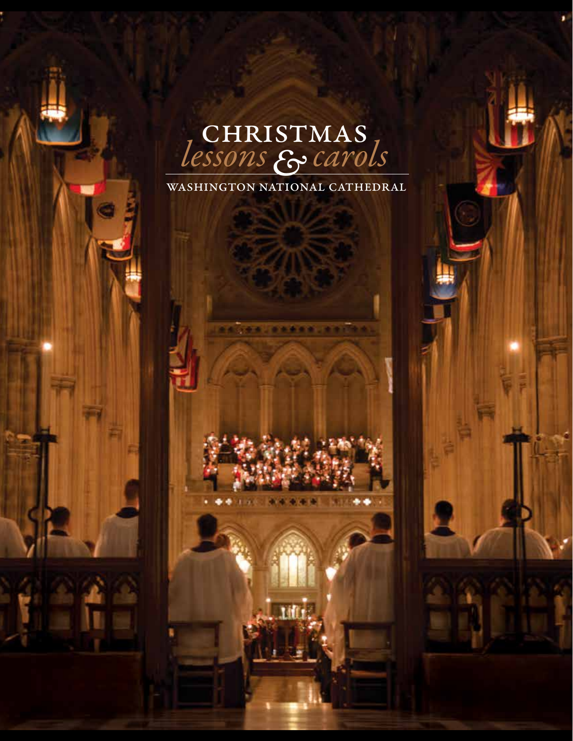# CHRISTMAS *lessons & carols*

WASHINGTON NATIONAL CATHEDRAL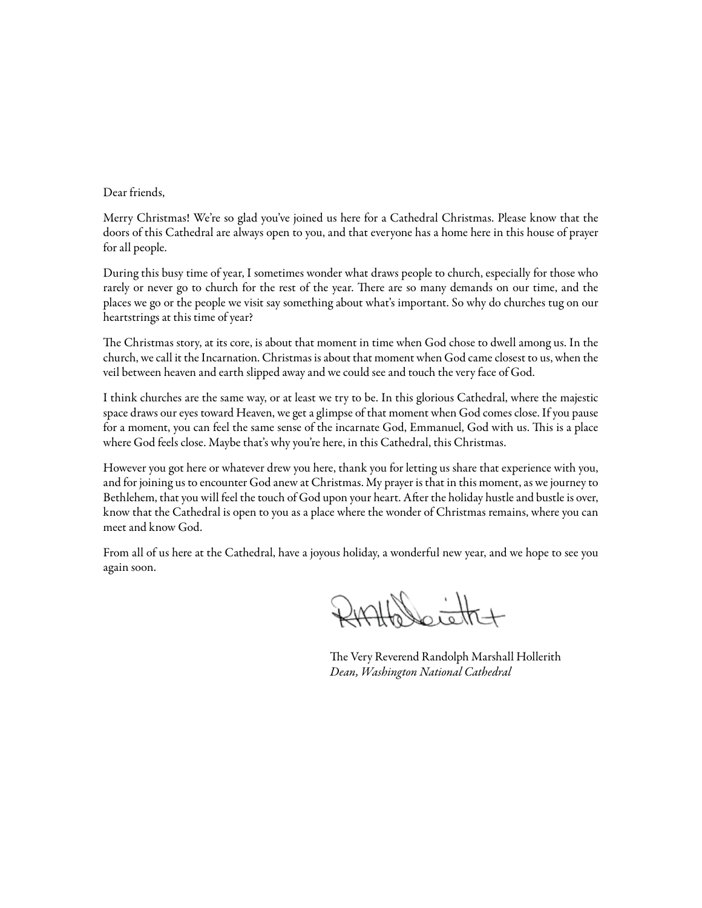Dear friends,

Merry Christmas! We're so glad you've joined us here for a Cathedral Christmas. Please know that the doors of this Cathedral are always open to you, and that everyone has a home here in this house of prayer for all people.

During this busy time of year, I sometimes wonder what draws people to church, especially for those who rarely or never go to church for the rest of the year. There are so many demands on our time, and the places we go or the people we visit say something about what's important. So why do churches tug on our heartstrings at this time of year?

The Christmas story, at its core, is about that moment in time when God chose to dwell among us. In the church, we call it the Incarnation. Christmas is about that moment when God came closest to us, when the veil between heaven and earth slipped away and we could see and touch the very face of God.

I think churches are the same way, or at least we try to be. In this glorious Cathedral, where the majestic space draws our eyes toward Heaven, we get a glimpse of that moment when God comes close. If you pause for a moment, you can feel the same sense of the incarnate God, Emmanuel, God with us. This is a place where God feels close. Maybe that's why you're here, in this Cathedral, this Christmas.

However you got here or whatever drew you here, thank you for letting us share that experience with you, and for joining us to encounter God anew at Christmas. My prayer is that in this moment, as we journey to Bethlehem, that you will feel the touch of God upon your heart. After the holiday hustle and bustle is over, know that the Cathedral is open to you as a place where the wonder of Christmas remains, where you can meet and know God.

From all of us here at the Cathedral, have a joyous holiday, a wonderful new year, and we hope to see you again soon.

The Very Reverend Randolph Marshall Hollerith
*Dean, Washington National Cathedral*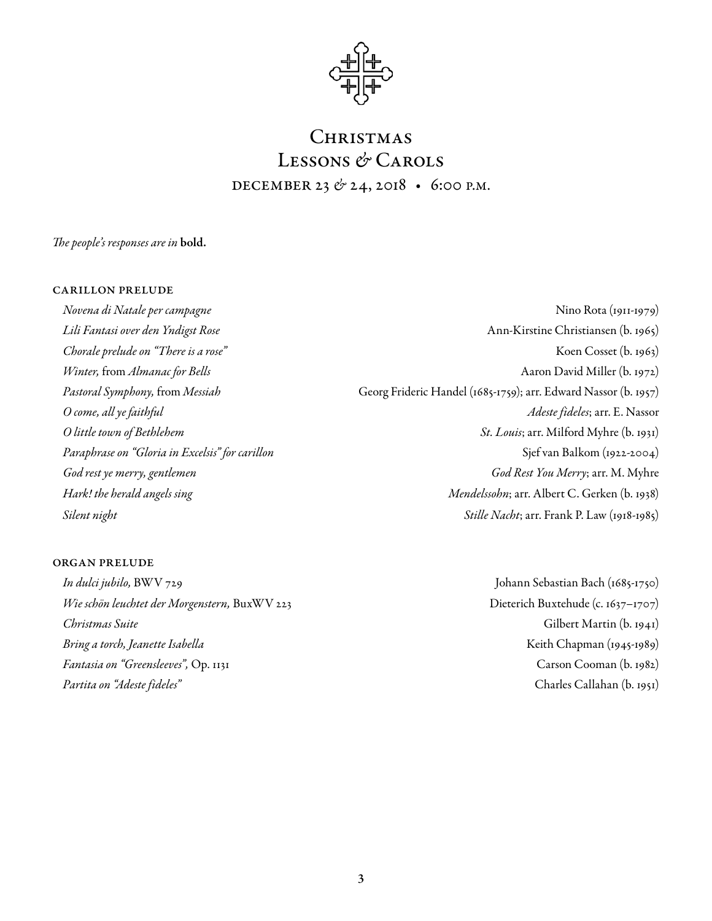# Christmas Lessons & Carols

DECEMBER 23 & 24, 2018 • 6:00 P.M.

*The people's responses are in* **bold.**

## CARILLON PRELUDE

*Novena di Natale per campagne* — Nino Rota (1911-1979)
*Lili Fantasi over den Yndigst Rose* — Ann-Kirstine Christiansen (b. 1965)
*Chorale prelude on "There is a rose"* — Koen Cosset (b. 1963)
*Winter,* from *Almanac for Bells* — Aaron David Miller (b. 1972)
*Pastoral Symphony,* from *Messiah* — Georg Frideric Handel (1685-1759); arr. Edward Nassor (b. 1957)
*O come, all ye faithful* — *Adeste fideles*; arr. E. Nassor
*O little town of Bethlehem* — *St. Louis*; arr. Milford Myhre (b. 1931)
*Paraphrase on "Gloria in Excelsis" for carillon* — Sjef van Balkom (1922-2004)
*God rest ye merry, gentlemen* — *God Rest You Merry*; arr. M. Myhre
*Hark! the herald angels sing* — *Mendelssohn*; arr. Albert C. Gerken (b. 1938)
*Silent night* — *Stille Nacht*; arr. Frank P. Law (1918-1985)

## ORGAN PRELUDE

*In dulci jubilo,* BWV 729 — Johann Sebastian Bach (1685-1750)
*Wie schön leuchtet der Morgenstern,* BuxWV 223 — Dieterich Buxtehude (c. 1637–1707)
*Christmas Suite* — Gilbert Martin (b. 1941)
*Bring a torch, Jeanette Isabella* — Keith Chapman (1945-1989)
*Fantasia on "Greensleeves",* Op. 1131 — Carson Cooman (b. 1982)
*Partita on "Adeste fideles"* — Charles Callahan (b. 1951)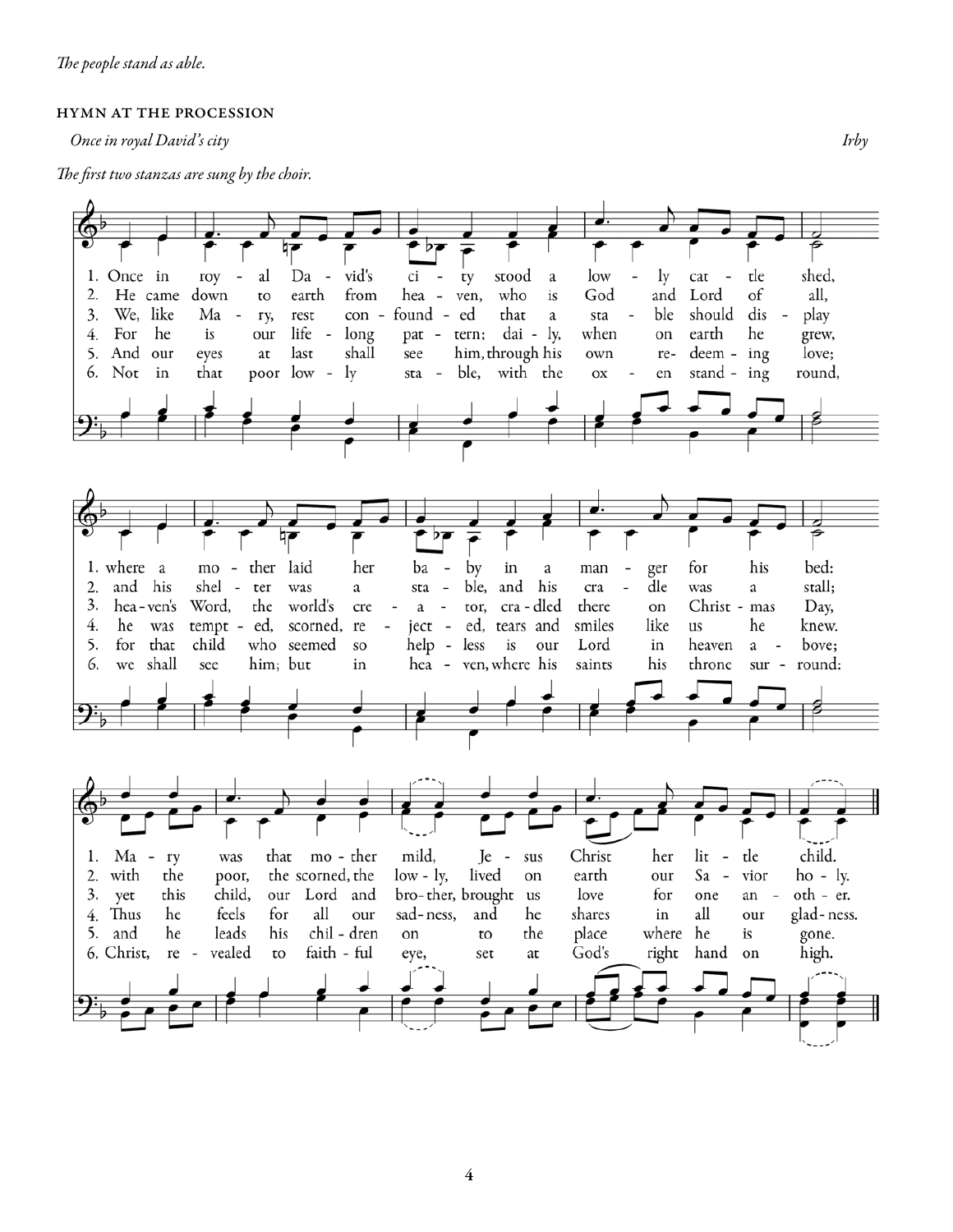*The people stand as able.*

### HYMN AT THE PROCESSION

*Once in royal David's city* — *Irby*

*The first two stanzas are sung by the choir.*

1. Once in royal David's city stood a lowly cattle shed, where a mother laid her baby in a manger for his bed: Mary was that mother mild, Jesus Christ her little child.

2. He came down to earth from heaven, who is God and Lord of all, and his shelter was a stable, and his cradle was a stall; with the poor, the scorned, the lowly, lived on earth our Savior holy.

3. We, like Mary, rest confounded that a stable should display heaven's Word, the world's creator, cradled there on Christmas Day, yet this child, our Lord and brother, brought us love for one another.

4. For he is our lifelong pattern; daily, when on earth he grew, he was tempted, scorned, rejected, tears and smiles like us he knew. Thus he feels for all our sadness, and he shares in all our gladness.

5. And our eyes at last shall see him, through his own redeeming love; for that child who seemed so helpless is our Lord in heaven above; and he leads his children on to the place where he is gone.

6. Not in that poor lowly stable, with the oxen standing round, we shall see him; but in heaven, where his saints his throne surround: Christ, revealed to faithful eye, set at God's right hand on high.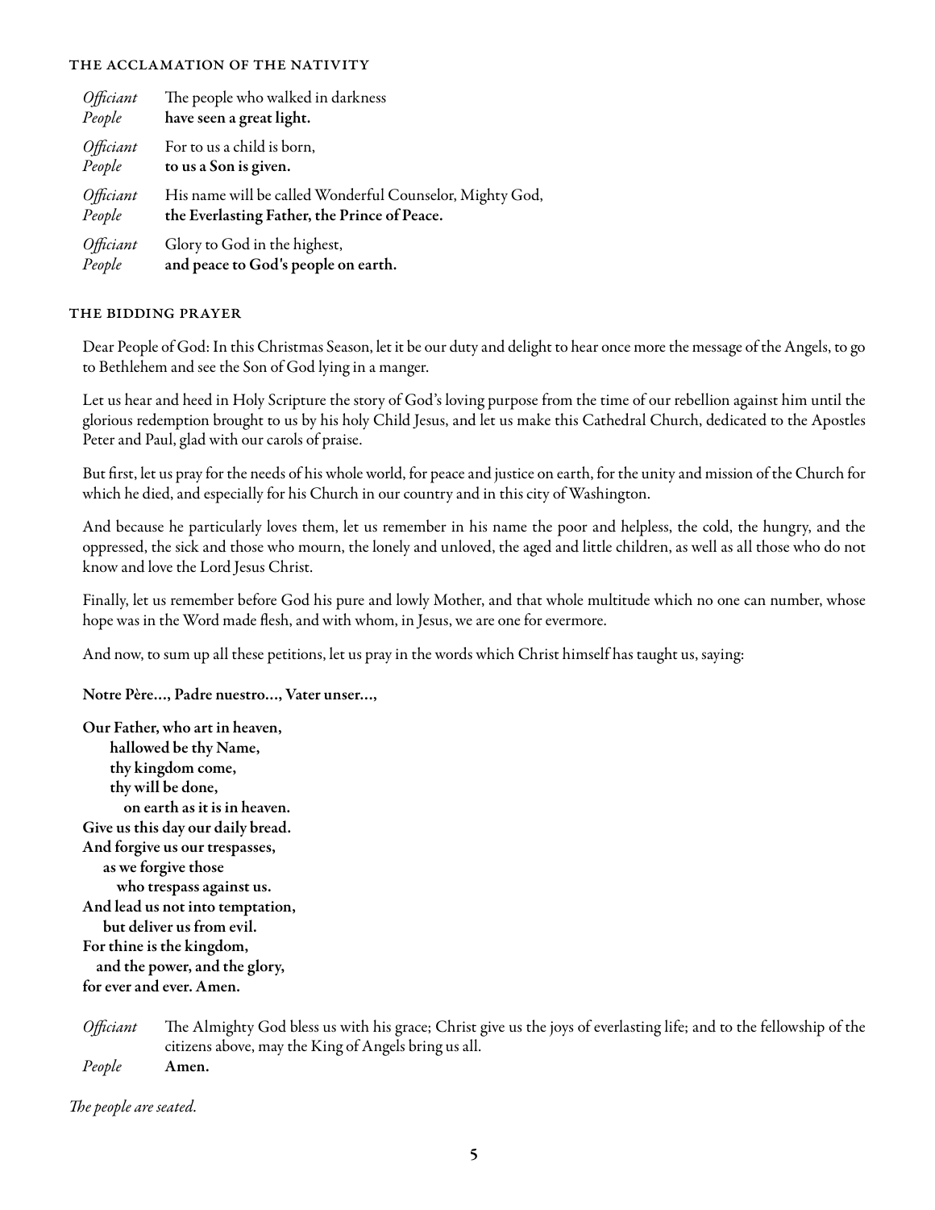### THE ACCLAMATION OF THE NATIVITY

*Officiant* The people who walked in darkness
*People* **have seen a great light.**

*Officiant* For to us a child is born,
*People* **to us a Son is given.**

*Officiant* His name will be called Wonderful Counselor, Mighty God,
*People* **the Everlasting Father, the Prince of Peace.**

*Officiant* Glory to God in the highest,
*People* **and peace to God's people on earth.**

### THE BIDDING PRAYER

Dear People of God: In this Christmas Season, let it be our duty and delight to hear once more the message of the Angels, to go to Bethlehem and see the Son of God lying in a manger.

Let us hear and heed in Holy Scripture the story of God's loving purpose from the time of our rebellion against him until the glorious redemption brought to us by his holy Child Jesus, and let us make this Cathedral Church, dedicated to the Apostles Peter and Paul, glad with our carols of praise.

But first, let us pray for the needs of his whole world, for peace and justice on earth, for the unity and mission of the Church for which he died, and especially for his Church in our country and in this city of Washington.

And because he particularly loves them, let us remember in his name the poor and helpless, the cold, the hungry, and the oppressed, the sick and those who mourn, the lonely and unloved, the aged and little children, as well as all those who do not know and love the Lord Jesus Christ.

Finally, let us remember before God his pure and lowly Mother, and that whole multitude which no one can number, whose hope was in the Word made flesh, and with whom, in Jesus, we are one for evermore.

And now, to sum up all these petitions, let us pray in the words which Christ himself has taught us, saying:

**Notre Père…, Padre nuestro…, Vater unser…,**

**Our Father, who art in heaven,**
**hallowed be thy Name,**
**thy kingdom come,**
**thy will be done,**
**on earth as it is in heaven.**
**Give us this day our daily bread.**
**And forgive us our trespasses,**
**as we forgive those**
**who trespass against us.**
**And lead us not into temptation,**
**but deliver us from evil.**
**For thine is the kingdom,**
**and the power, and the glory,**
**for ever and ever. Amen.**

*Officiant* The Almighty God bless us with his grace; Christ give us the joys of everlasting life; and to the fellowship of the citizens above, may the King of Angels bring us all.
*People* **Amen.**

*The people are seated.*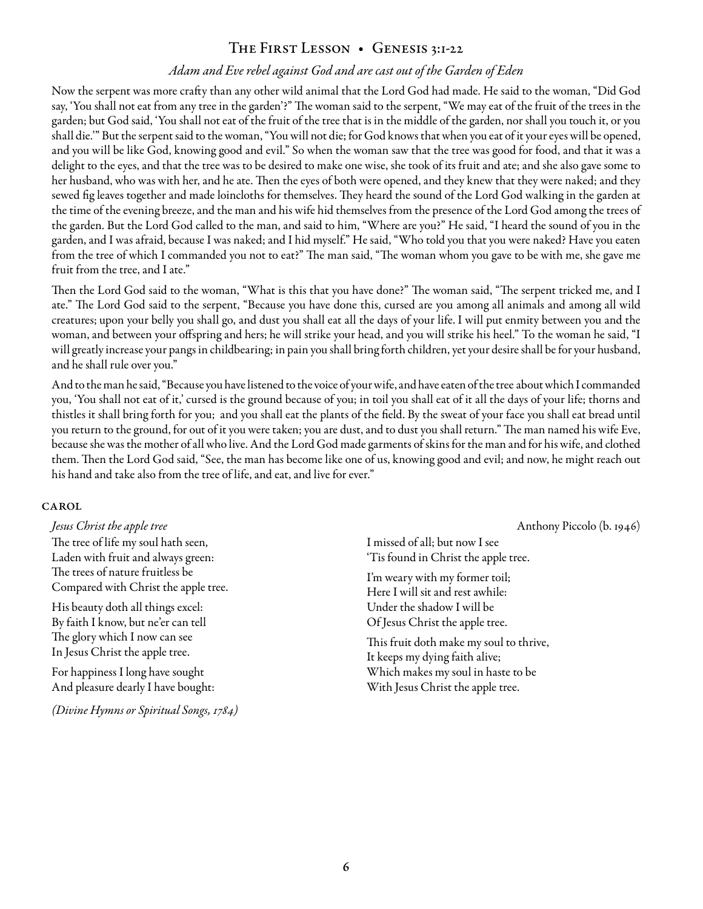## The First Lesson • Genesis 3:1-22

*Adam and Eve rebel against God and are cast out of the Garden of Eden*

Now the serpent was more crafty than any other wild animal that the Lord God had made. He said to the woman, "Did God say, 'You shall not eat from any tree in the garden'?" The woman said to the serpent, "We may eat of the fruit of the trees in the garden; but God said, 'You shall not eat of the fruit of the tree that is in the middle of the garden, nor shall you touch it, or you shall die.'" But the serpent said to the woman, "You will not die; for God knows that when you eat of it your eyes will be opened, and you will be like God, knowing good and evil." So when the woman saw that the tree was good for food, and that it was a delight to the eyes, and that the tree was to be desired to make one wise, she took of its fruit and ate; and she also gave some to her husband, who was with her, and he ate. Then the eyes of both were opened, and they knew that they were naked; and they sewed fig leaves together and made loincloths for themselves. They heard the sound of the Lord God walking in the garden at the time of the evening breeze, and the man and his wife hid themselves from the presence of the Lord God among the trees of the garden. But the Lord God called to the man, and said to him, "Where are you?" He said, "I heard the sound of you in the garden, and I was afraid, because I was naked; and I hid myself." He said, "Who told you that you were naked? Have you eaten from the tree of which I commanded you not to eat?" The man said, "The woman whom you gave to be with me, she gave me fruit from the tree, and I ate."

Then the Lord God said to the woman, "What is this that you have done?" The woman said, "The serpent tricked me, and I ate." The Lord God said to the serpent, "Because you have done this, cursed are you among all animals and among all wild creatures; upon your belly you shall go, and dust you shall eat all the days of your life. I will put enmity between you and the woman, and between your offspring and hers; he will strike your head, and you will strike his heel." To the woman he said, "I will greatly increase your pangs in childbearing; in pain you shall bring forth children, yet your desire shall be for your husband, and he shall rule over you."

And to the man he said, "Because you have listened to the voice of your wife, and have eaten of the tree about which I commanded you, 'You shall not eat of it,' cursed is the ground because of you; in toil you shall eat of it all the days of your life; thorns and thistles it shall bring forth for you; and you shall eat the plants of the field. By the sweat of your face you shall eat bread until you return to the ground, for out of it you were taken; you are dust, and to dust you shall return." The man named his wife Eve, because she was the mother of all who live. And the Lord God made garments of skins for the man and for his wife, and clothed them. Then the Lord God said, "See, the man has become like one of us, knowing good and evil; and now, he might reach out his hand and take also from the tree of life, and eat, and live for ever."

### Carol

*Jesus Christ the apple tree* — Anthony Piccolo (b. 1946)

The tree of life my soul hath seen,  
Laden with fruit and always green:  
The trees of nature fruitless be  
Compared with Christ the apple tree.

His beauty doth all things excel:  
By faith I know, but ne'er can tell  
The glory which I now can see  
In Jesus Christ the apple tree.

For happiness I long have sought  
And pleasure dearly I have bought:  
I missed of all; but now I see  
'Tis found in Christ the apple tree.

I'm weary with my former toil;  
Here I will sit and rest awhile:  
Under the shadow I will be  
Of Jesus Christ the apple tree.

This fruit doth make my soul to thrive,  
It keeps my dying faith alive;  
Which makes my soul in haste to be  
With Jesus Christ the apple tree.

*(Divine Hymns or Spiritual Songs, 1784)*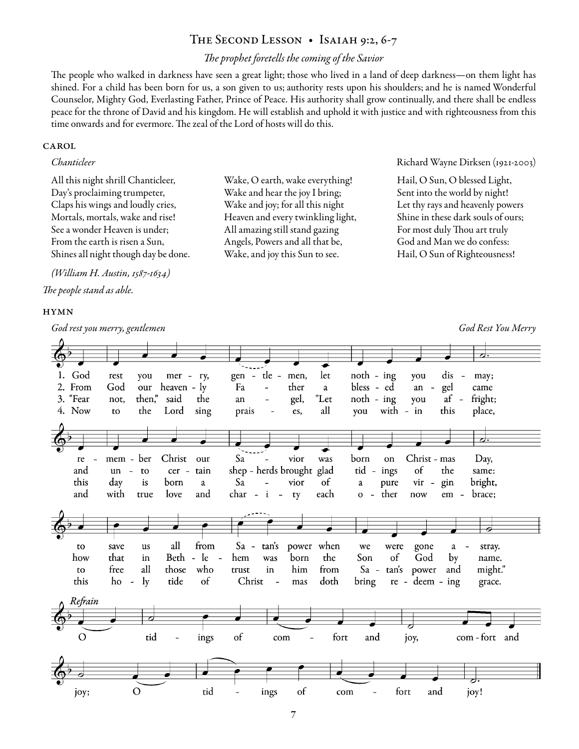## The Second Lesson • Isaiah 9:2, 6-7

*The prophet foretells the coming of the Savior*

The people who walked in darkness have seen a great light; those who lived in a land of deep darkness—on them light has shined. For a child has been born for us, a son given to us; authority rests upon his shoulders; and he is named Wonderful Counselor, Mighty God, Everlasting Father, Prince of Peace. His authority shall grow continually, and there shall be endless peace for the throne of David and his kingdom. He will establish and uphold it with justice and with righteousness from this time onwards and for evermore. The zeal of the Lord of hosts will do this.

### CAROL

*Chanticleer* — Richard Wayne Dirksen (1921-2003)

All this night shrill Chanticleer,
Day's proclaiming trumpeter,
Claps his wings and loudly cries,
Mortals, mortals, wake and rise!
See a wonder Heaven is under;
From the earth is risen a Sun,
Shines all night though day be done.

Wake, O earth, wake everything!
Wake and hear the joy I bring;
Wake and joy; for all this night
Heaven and every twinkling light,
All amazing still stand gazing
Angels, Powers and all that be,
Wake, and joy this Sun to see.

Hail, O Sun, O blessed Light,
Sent into the world by night!
Let thy rays and heavenly powers
Shine in these dark souls of ours;
For most duly Thou art truly
God and Man we do confess:
Hail, O Sun of Righteousness!

*(William H. Austin, 1587-1634)*

*The people stand as able.*

### HYMN

*God rest you merry, gentlemen* — *God Rest You Merry*

1. God rest you merry, gentlemen, let nothing you dismay;
remember Christ our Savior was born on Christmas Day,
to save us all from Satan's power when we were gone astray.

2. From God our heavenly Father a blessed angel came
and unto certain shepherds brought glad tidings of the same:
how that in Bethlehem was born the Son of God by name.

3. "Fear not, then," said the angel, "Let nothing you affright;
this day is born a Savior of a pure virgin bright,
to free all those who trust in him from Satan's power and might."

4. Now to the Lord sing praises, all you within this place,
and with true love and charity each other now embrace;
this holy tide of Christmas doth bring redeeming grace.

*Refrain*
O tidings of comfort and joy, comfort and joy;
O tidings of comfort and joy!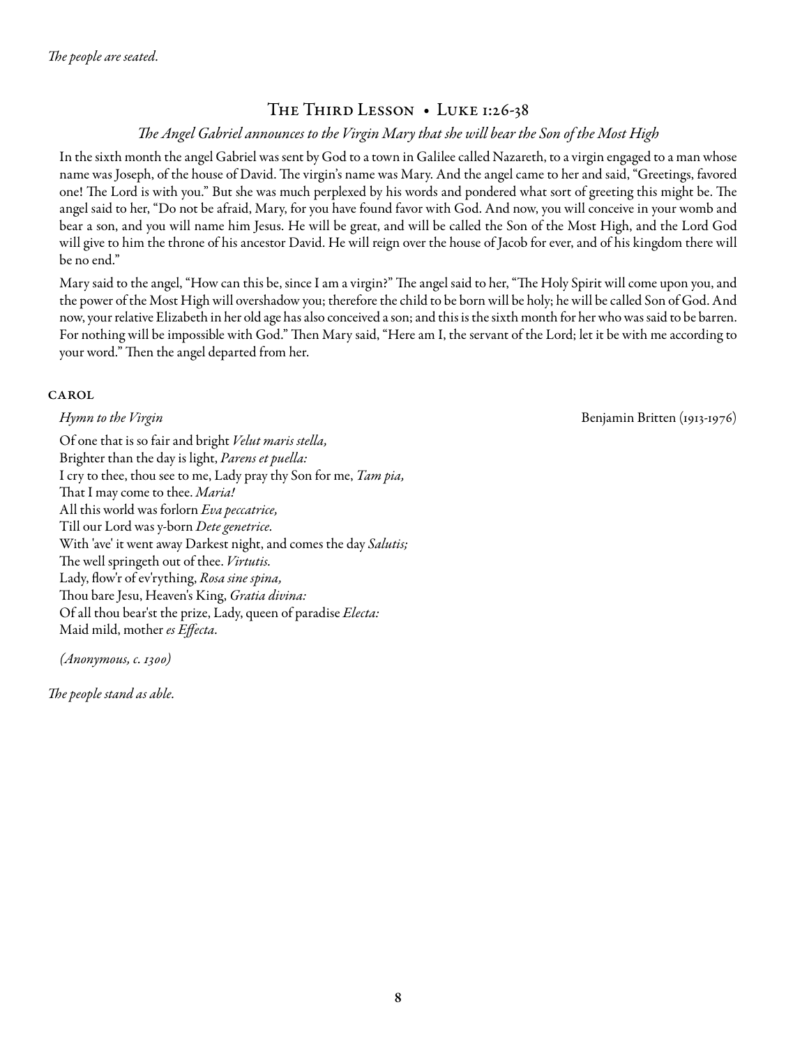*The people are seated.*

## The Third Lesson • Luke 1:26-38

*The Angel Gabriel announces to the Virgin Mary that she will bear the Son of the Most High*

In the sixth month the angel Gabriel was sent by God to a town in Galilee called Nazareth, to a virgin engaged to a man whose name was Joseph, of the house of David. The virgin's name was Mary. And the angel came to her and said, "Greetings, favored one! The Lord is with you." But she was much perplexed by his words and pondered what sort of greeting this might be. The angel said to her, "Do not be afraid, Mary, for you have found favor with God. And now, you will conceive in your womb and bear a son, and you will name him Jesus. He will be great, and will be called the Son of the Most High, and the Lord God will give to him the throne of his ancestor David. He will reign over the house of Jacob for ever, and of his kingdom there will be no end."

Mary said to the angel, "How can this be, since I am a virgin?" The angel said to her, "The Holy Spirit will come upon you, and the power of the Most High will overshadow you; therefore the child to be born will be holy; he will be called Son of God. And now, your relative Elizabeth in her old age has also conceived a son; and this is the sixth month for her who was said to be barren. For nothing will be impossible with God." Then Mary said, "Here am I, the servant of the Lord; let it be with me according to your word." Then the angel departed from her.

### CAROL

*Hymn to the Virgin* Benjamin Britten (1913-1976)

Of one that is so fair and bright *Velut maris stella,*
Brighter than the day is light, *Parens et puella:*
I cry to thee, thou see to me, Lady pray thy Son for me, *Tam pia,*
That I may come to thee. *Maria!*
All this world was forlorn *Eva peccatrice,*
Till our Lord was y-born *Dete genetrice.*
With 'ave' it went away Darkest night, and comes the day *Salutis;*
The well springeth out of thee. *Virtutis.*
Lady, flow'r of ev'rything, *Rosa sine spina,*
Thou bare Jesu, Heaven's King, *Gratia divina:*
Of all thou bear'st the prize, Lady, queen of paradise *Electa:*
Maid mild, mother *es Effecta.*

*(Anonymous, c. 1300)*

*The people stand as able.*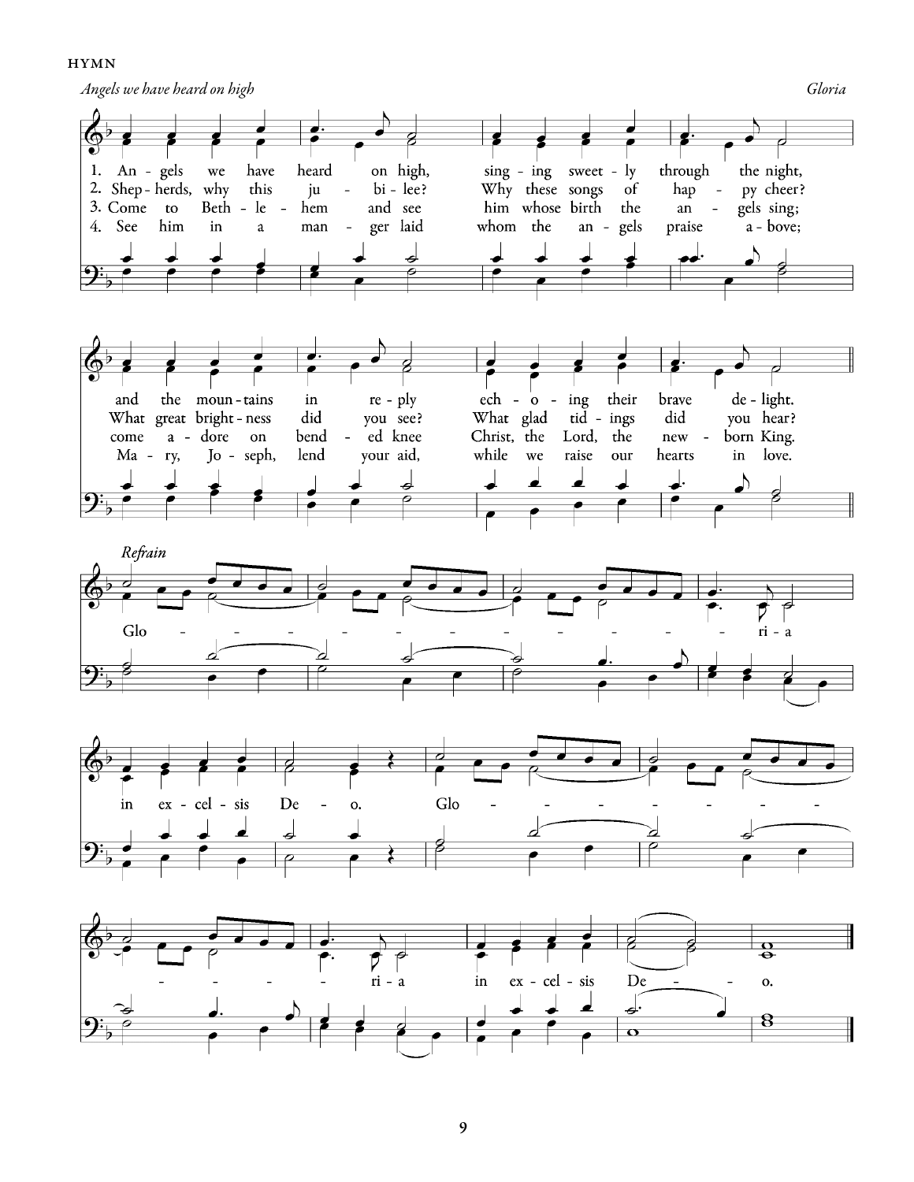HYMN

*Angels we have heard on high* — *Gloria*

1. An - gels we have heard on high, sing - ing sweet - ly through the night, and the moun - tains in re - ply ech - o - ing their brave de - light.
2. Shep - herds, why this ju - bi - lee? Why these songs of hap - py cheer? What great bright - ness did you see? What glad tid - ings did you hear?
3. Come to Beth - le - hem and see him whose birth the an - gels sing; come a - dore on bend - ed knee Christ, the Lord, the new - born King.
4. See him in a man - ger laid whom the an - gels praise a - bove; Ma - ry, Jo - seph, lend your aid, while we raise our hearts in love.

*Refrain*

Glo - - - - - - - - - - - - - ri - a in ex - cel - sis De - o. Glo - - - - - - - - - - - - - ri - a in ex - cel - sis De - - - o.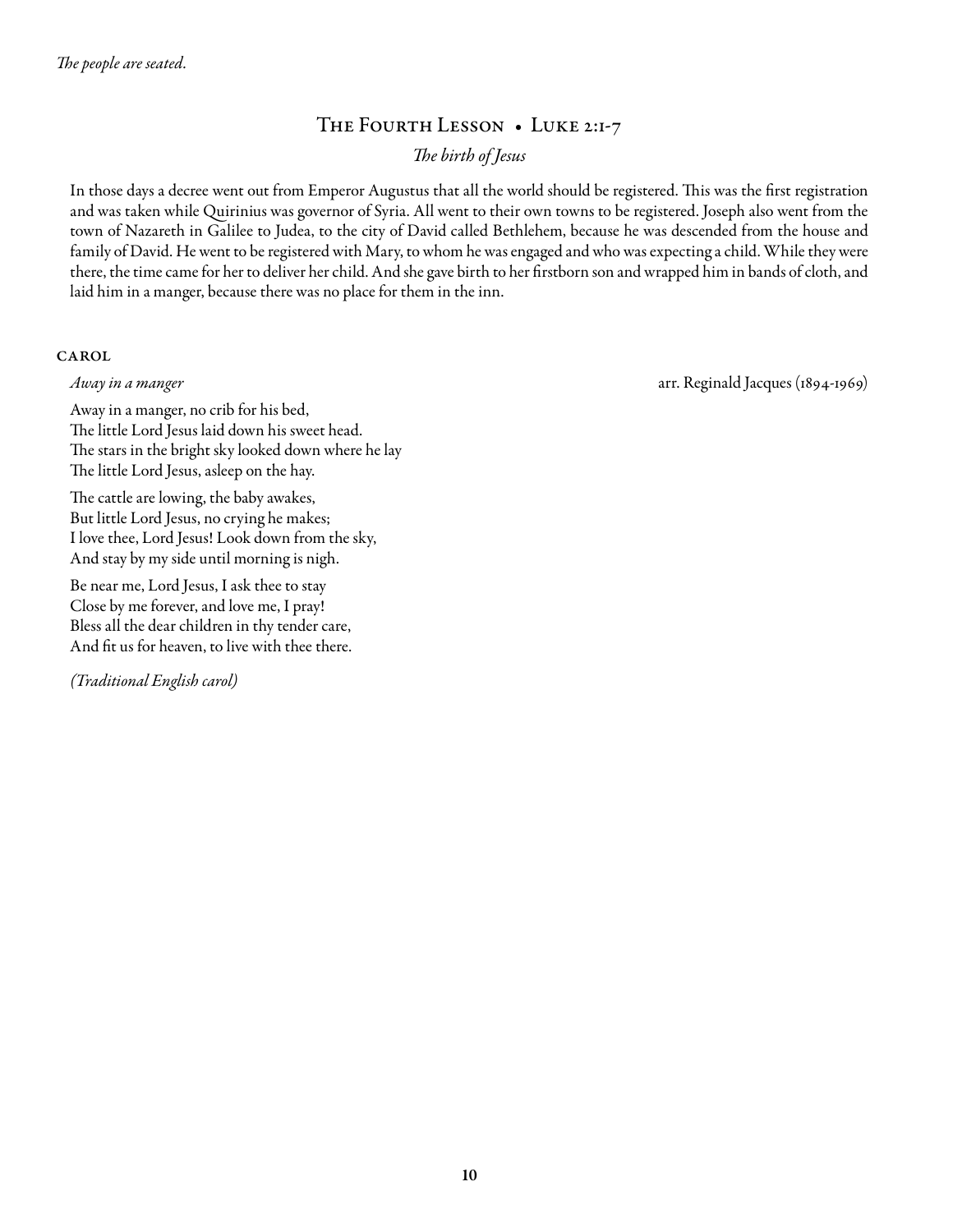*The people are seated.*

## The Fourth Lesson • Luke 2:1-7

*The birth of Jesus*

In those days a decree went out from Emperor Augustus that all the world should be registered. This was the first registration and was taken while Quirinius was governor of Syria. All went to their own towns to be registered. Joseph also went from the town of Nazareth in Galilee to Judea, to the city of David called Bethlehem, because he was descended from the house and family of David. He went to be registered with Mary, to whom he was engaged and who was expecting a child. While they were there, the time came for her to deliver her child. And she gave birth to her firstborn son and wrapped him in bands of cloth, and laid him in a manger, because there was no place for them in the inn.

### CAROL

*Away in a manger* — arr. Reginald Jacques (1894-1969)

Away in a manger, no crib for his bed,  
The little Lord Jesus laid down his sweet head.  
The stars in the bright sky looked down where he lay  
The little Lord Jesus, asleep on the hay.

The cattle are lowing, the baby awakes,  
But little Lord Jesus, no crying he makes;  
I love thee, Lord Jesus! Look down from the sky,  
And stay by my side until morning is nigh.

Be near me, Lord Jesus, I ask thee to stay  
Close by me forever, and love me, I pray!  
Bless all the dear children in thy tender care,  
And fit us for heaven, to live with thee there.

*(Traditional English carol)*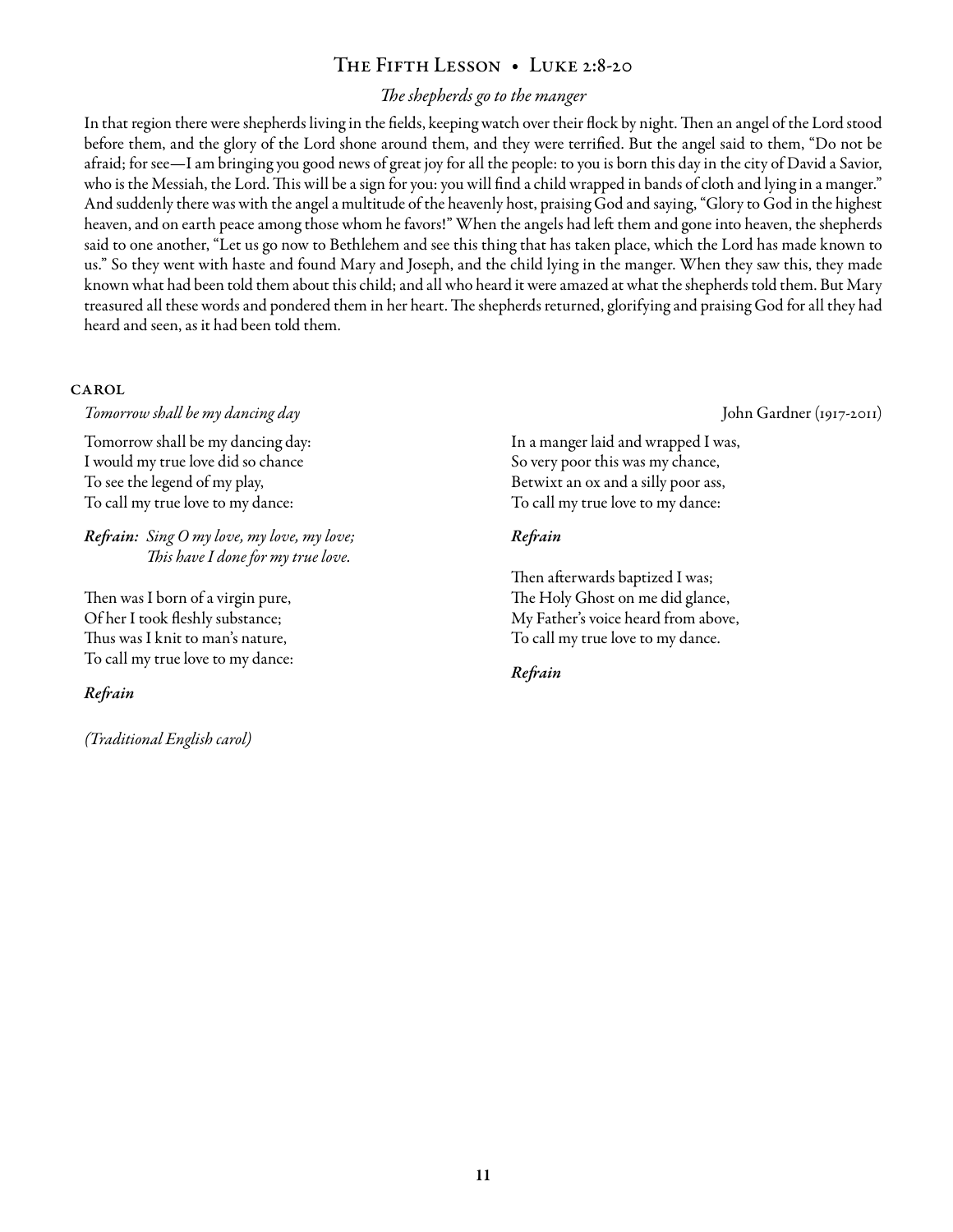## The Fifth Lesson • Luke 2:8-20

*The shepherds go to the manger*

In that region there were shepherds living in the fields, keeping watch over their flock by night. Then an angel of the Lord stood before them, and the glory of the Lord shone around them, and they were terrified. But the angel said to them, "Do not be afraid; for see—I am bringing you good news of great joy for all the people: to you is born this day in the city of David a Savior, who is the Messiah, the Lord. This will be a sign for you: you will find a child wrapped in bands of cloth and lying in a manger." And suddenly there was with the angel a multitude of the heavenly host, praising God and saying, "Glory to God in the highest heaven, and on earth peace among those whom he favors!" When the angels had left them and gone into heaven, the shepherds said to one another, "Let us go now to Bethlehem and see this thing that has taken place, which the Lord has made known to us." So they went with haste and found Mary and Joseph, and the child lying in the manger. When they saw this, they made known what had been told them about this child; and all who heard it were amazed at what the shepherds told them. But Mary treasured all these words and pondered them in her heart. The shepherds returned, glorifying and praising God for all they had heard and seen, as it had been told them.

### CAROL

*Tomorrow shall be my dancing day* — John Gardner (1917-2011)

Tomorrow shall be my dancing day:
I would my true love did so chance
To see the legend of my play,
To call my true love to my dance:

***Refrain:*** *Sing O my love, my love, my love;*
*This have I done for my true love.*

Then was I born of a virgin pure,
Of her I took fleshly substance;
Thus was I knit to man's nature,
To call my true love to my dance:

***Refrain***

In a manger laid and wrapped I was,
So very poor this was my chance,
Betwixt an ox and a silly poor ass,
To call my true love to my dance:

***Refrain***

Then afterwards baptized I was;
The Holy Ghost on me did glance,
My Father's voice heard from above,
To call my true love to my dance.

***Refrain***

*(Traditional English carol)*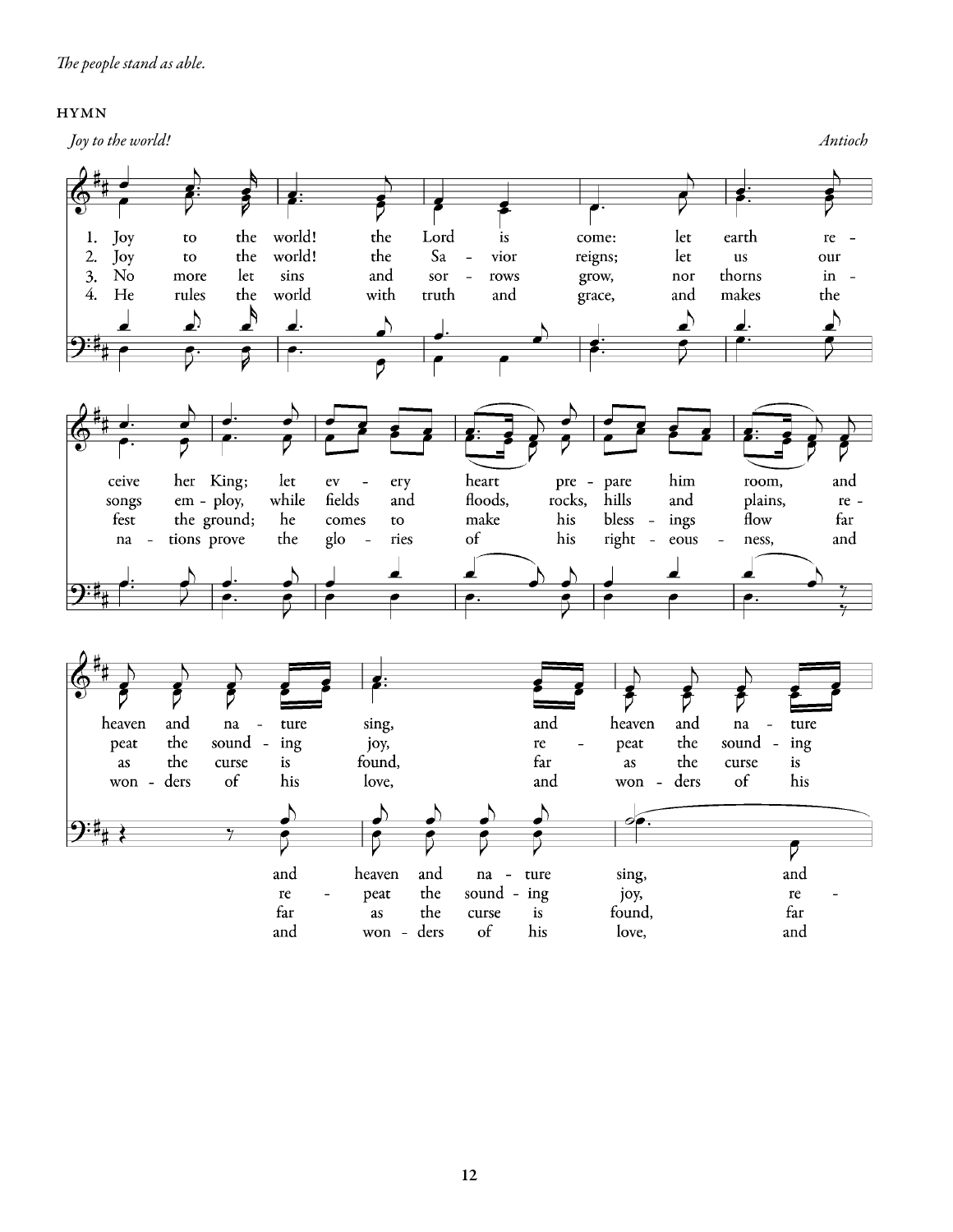*The people stand as able.*

## HYMN

*Joy to the world!* *Antioch*

1. Joy to the world! the Lord is come: let earth receive her King; let every heart prepare him room, and heaven and nature sing, and heaven and nature
2. Joy to the world! the Savior reigns; let us our songs employ, while fields and floods, rocks, hills and plains, repeat the sounding joy, repeat the sounding
3. No more let sins and sorrows grow, nor thorns infest the ground; he comes to make his blessings flow far as the curse is found, far as the curse is
4. He rules the world with truth and grace, and makes the nations prove the glories of his righteousness, and wonders of his love, and wonders of his

(Men:) and heaven and nature sing, and / repeat the sounding joy, re- / far as the curse is found, far / and wonders of his love, and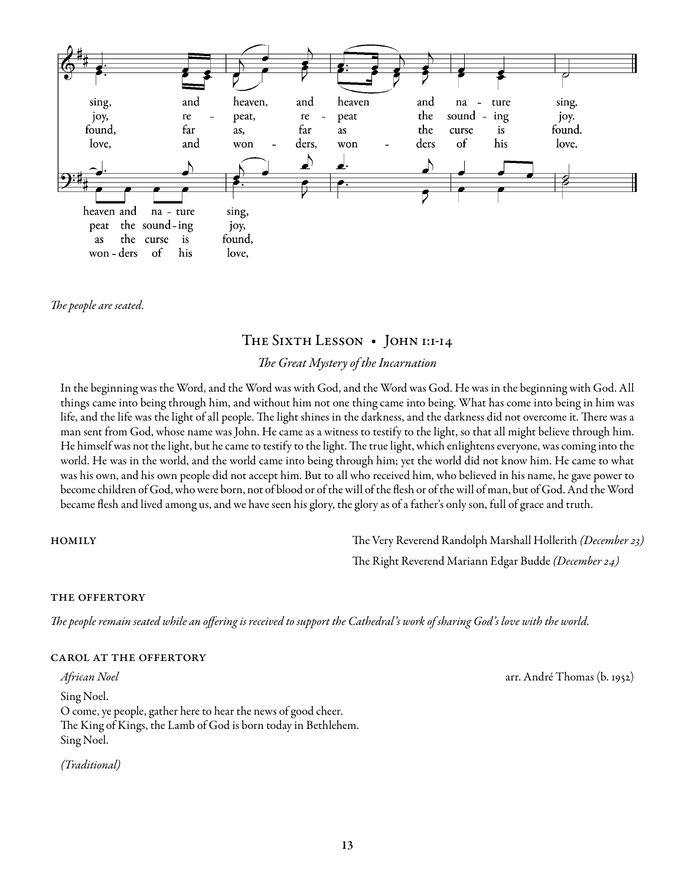*The people are seated.*

## The Sixth Lesson • John 1:1-14

*The Great Mystery of the Incarnation*

In the beginning was the Word, and the Word was with God, and the Word was God. He was in the beginning with God. All things came into being through him, and without him not one thing came into being. What has come into being in him was life, and the life was the light of all people. The light shines in the darkness, and the darkness did not overcome it. There was a man sent from God, whose name was John. He came as a witness to testify to the light, so that all might believe through him. He himself was not the light, but he came to testify to the light. The true light, which enlightens everyone, was coming into the world. He was in the world, and the world came into being through him; yet the world did not know him. He came to what was his own, and his own people did not accept him. But to all who received him, who believed in his name, he gave power to become children of God, who were born, not of blood or of the will of the flesh or of the will of man, but of God. And the Word became flesh and lived among us, and we have seen his glory, the glory as of a father's only son, full of grace and truth.

**HOMILY**

The Very Reverend Randolph Marshall Hollerith *(December 23)*
The Right Reverend Mariann Edgar Budde *(December 24)*

**THE OFFERTORY**

*The people remain seated while an offering is received to support the Cathedral's work of sharing God's love with the world.*

**CAROL AT THE OFFERTORY**

*African Noel* — arr. André Thomas (b. 1952)

Sing Noel.
O come, ye people, gather here to hear the news of good cheer.
The King of Kings, the Lamb of God is born today in Bethlehem.
Sing Noel.

*(Traditional)*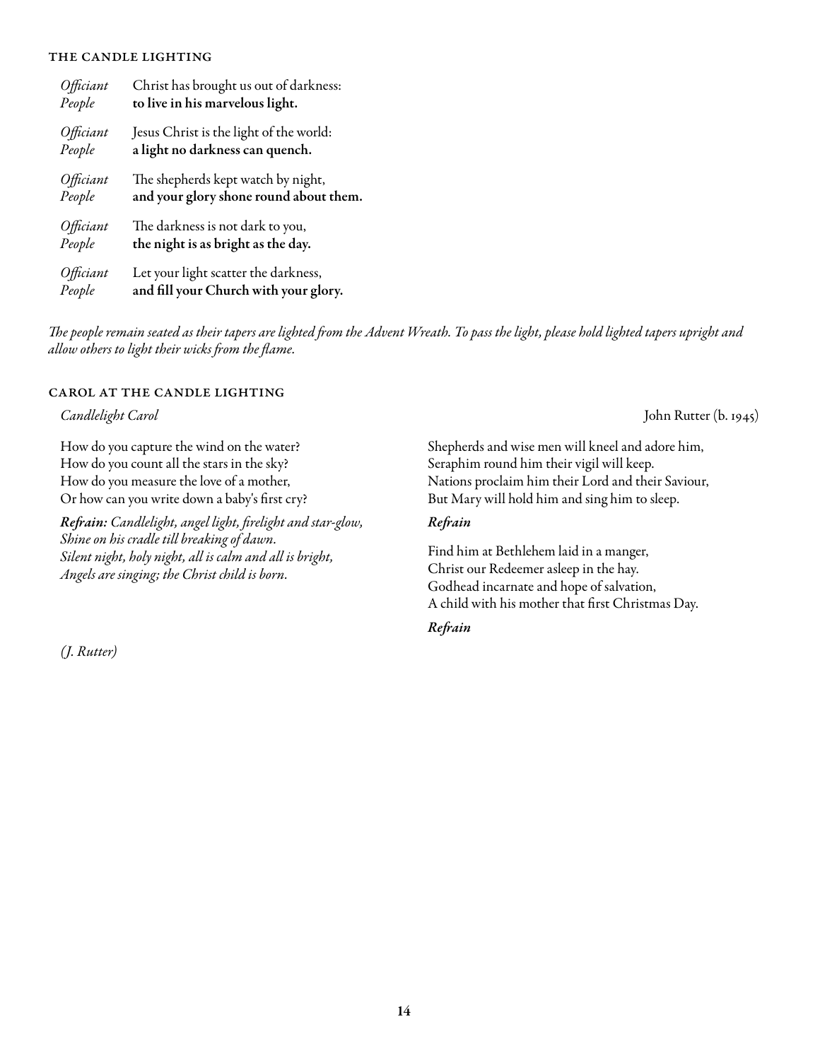### THE CANDLE LIGHTING

*Officiant* Christ has brought us out of darkness:
*People* **to live in his marvelous light.**

*Officiant* Jesus Christ is the light of the world:
*People* **a light no darkness can quench.**

*Officiant* The shepherds kept watch by night,
*People* **and your glory shone round about them.**

*Officiant* The darkness is not dark to you,
*People* **the night is as bright as the day.**

*Officiant* Let your light scatter the darkness,
*People* **and fill your Church with your glory.**

*The people remain seated as their tapers are lighted from the Advent Wreath. To pass the light, please hold lighted tapers upright and allow others to light their wicks from the flame.*

### CAROL AT THE CANDLE LIGHTING

*Candlelight Carol* John Rutter (b. 1945)

How do you capture the wind on the water?
How do you count all the stars in the sky?
How do you measure the love of a mother,
Or how can you write down a baby's first cry?

***Refrain:*** *Candlelight, angel light, firelight and star-glow,*
*Shine on his cradle till breaking of dawn.*
*Silent night, holy night, all is calm and all is bright,*
*Angels are singing; the Christ child is born.*

Shepherds and wise men will kneel and adore him,
Seraphim round him their vigil will keep.
Nations proclaim him their Lord and their Saviour,
But Mary will hold him and sing him to sleep.

***Refrain***

Find him at Bethlehem laid in a manger,
Christ our Redeemer asleep in the hay.
Godhead incarnate and hope of salvation,
A child with his mother that first Christmas Day.

***Refrain***

*(J. Rutter)*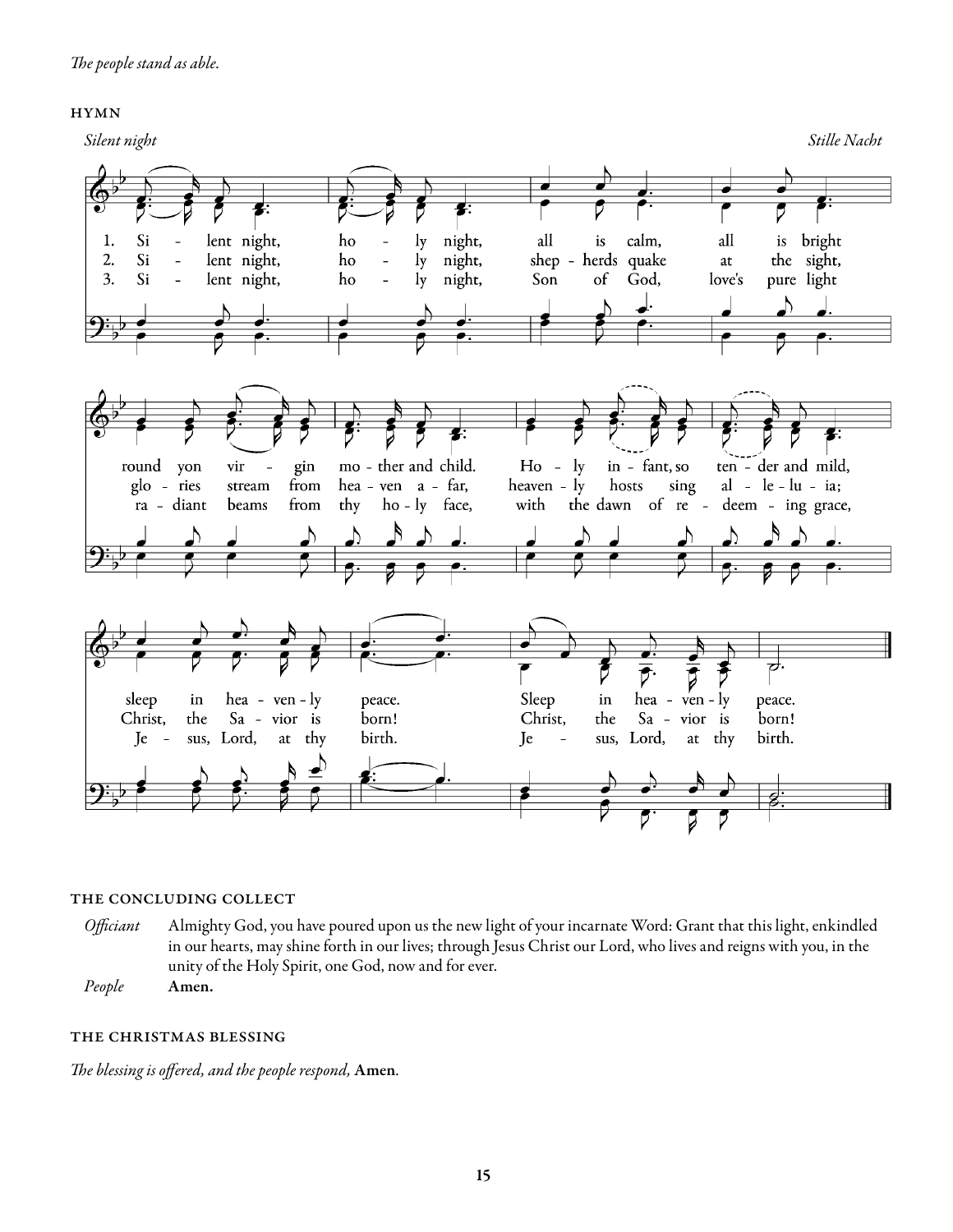*The people stand as able.*

### HYMN

*Silent night* *Stille Nacht*

1. Si - lent night, ho - ly night, all is calm, all is bright round yon vir - gin mo - ther and child. Ho - ly in - fant, so ten - der and mild, sleep in hea - ven - ly peace. Sleep in hea - ven - ly peace.

2. Si - lent night, ho - ly night, shep - herds quake at the sight, glo - ries stream from hea - ven a - far, heaven - ly hosts sing al - le - lu - ia; Christ, the Sa - vior is born! Christ, the Sa - vior is born!

3. Si - lent night, ho - ly night, Son of God, love's pure light ra - diant beams from thy ho - ly face, with the dawn of re - deem - ing grace, Je - sus, Lord, at thy birth. Je - sus, Lord, at thy birth.

### THE CONCLUDING COLLECT

*Officiant* Almighty God, you have poured upon us the new light of your incarnate Word: Grant that this light, enkindled in our hearts, may shine forth in our lives; through Jesus Christ our Lord, who lives and reigns with you, in the unity of the Holy Spirit, one God, now and for ever.

*People* **Amen.**

### THE CHRISTMAS BLESSING

*The blessing is offered, and the people respond,* **Amen**.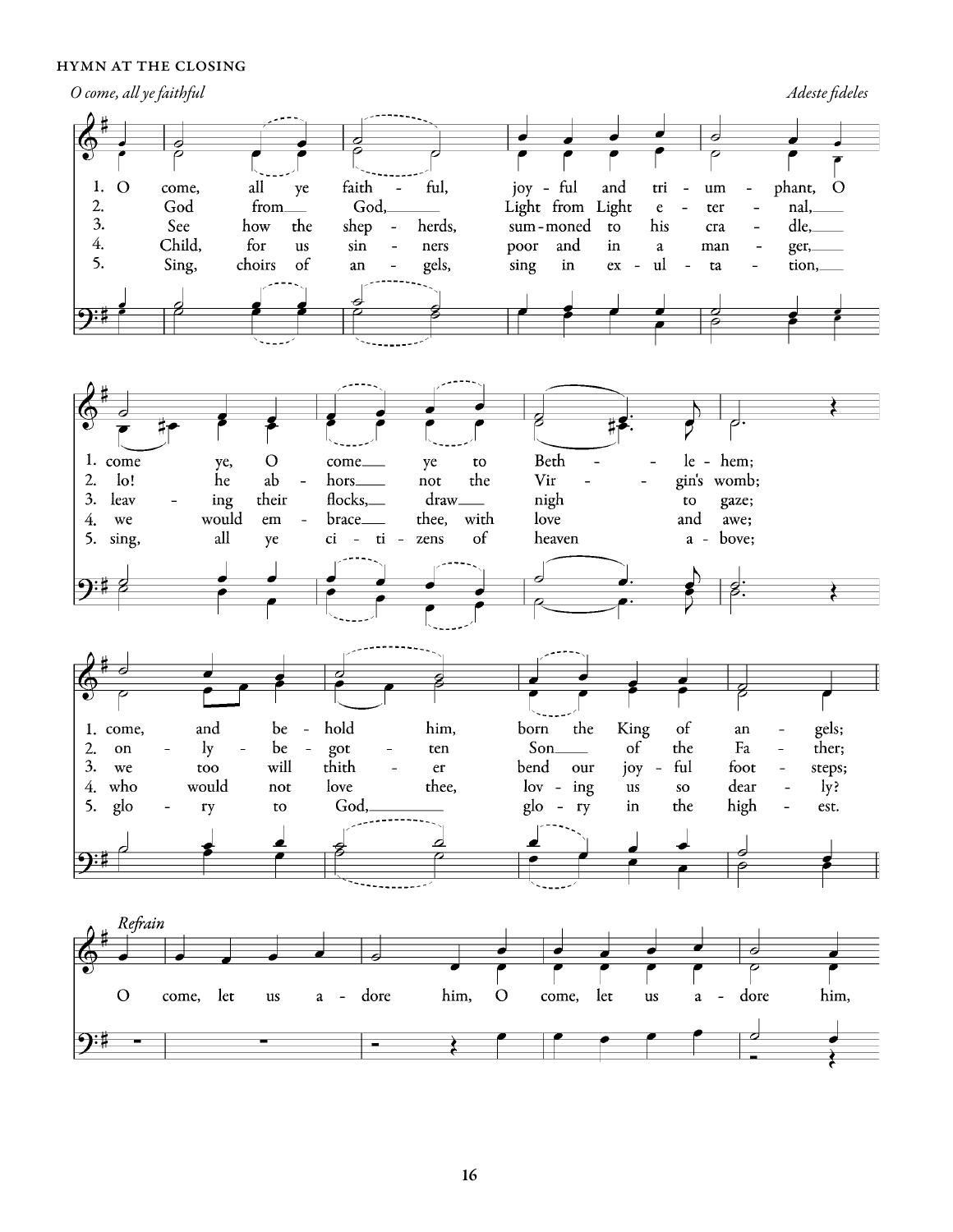## HYMN AT THE CLOSING

*O come, all ye faithful* — *Adeste fideles*

1. O come, all ye faithful, joyful and triumphant, O come ye, O come ye to Bethlehem; come, and behold him, born the King of angels;
2. God from God, Light from Light eternal, lo! he abhors not the Virgin's womb; only-begotten Son of the Father;
3. See how the shepherds, summoned to his cradle, leaving their flocks, draw nigh to gaze; we too will thither bend our joyful footsteps;
4. Child, for us sinners poor and in a manger, we would embrace thee, with love and awe; who would not love thee, loving us so dearly?
5. Sing, choirs of angels, sing in exultation, sing, all ye citizens of heaven above; glory to God, glory in the highest.

*Refrain*

O come, let us adore him, O come, let us adore him,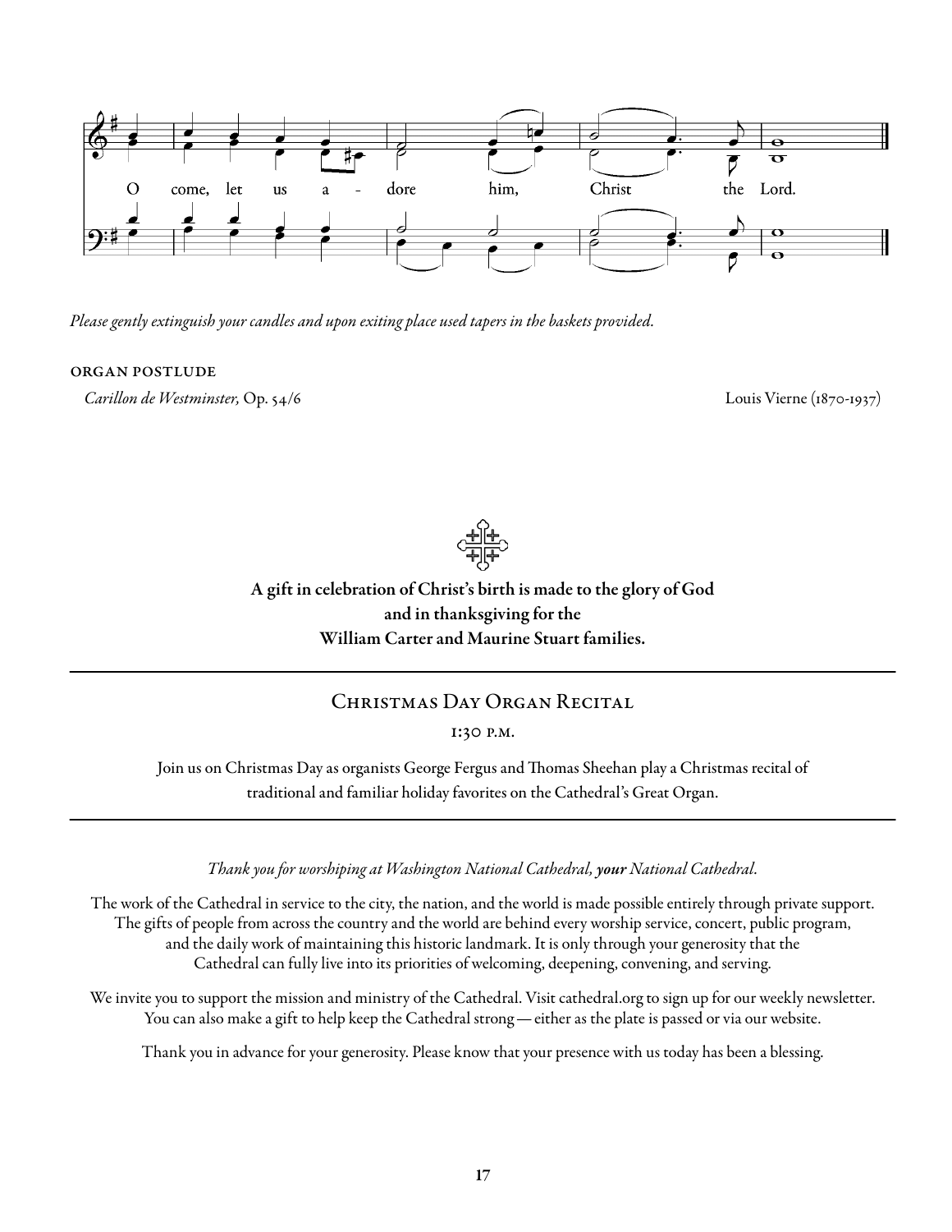O come, let us adore him, Christ the Lord.

*Please gently extinguish your candles and upon exiting place used tapers in the baskets provided.*

ORGAN POSTLUDE

*Carillon de Westminster,* Op. 54/6 Louis Vierne (1870-1937)

**A gift in celebration of Christ's birth is made to the glory of God and in thanksgiving for the William Carter and Maurine Stuart families.**

---

## Christmas Day Organ Recital

1:30 p.m.

Join us on Christmas Day as organists George Fergus and Thomas Sheehan play a Christmas recital of traditional and familiar holiday favorites on the Cathedral's Great Organ.

---

*Thank you for worshiping at Washington National Cathedral,* ***your*** *National Cathedral.*

The work of the Cathedral in service to the city, the nation, and the world is made possible entirely through private support. The gifts of people from across the country and the world are behind every worship service, concert, public program, and the daily work of maintaining this historic landmark. It is only through your generosity that the Cathedral can fully live into its priorities of welcoming, deepening, convening, and serving.

We invite you to support the mission and ministry of the Cathedral. Visit cathedral.org to sign up for our weekly newsletter. You can also make a gift to help keep the Cathedral strong—either as the plate is passed or via our website.

Thank you in advance for your generosity. Please know that your presence with us today has been a blessing.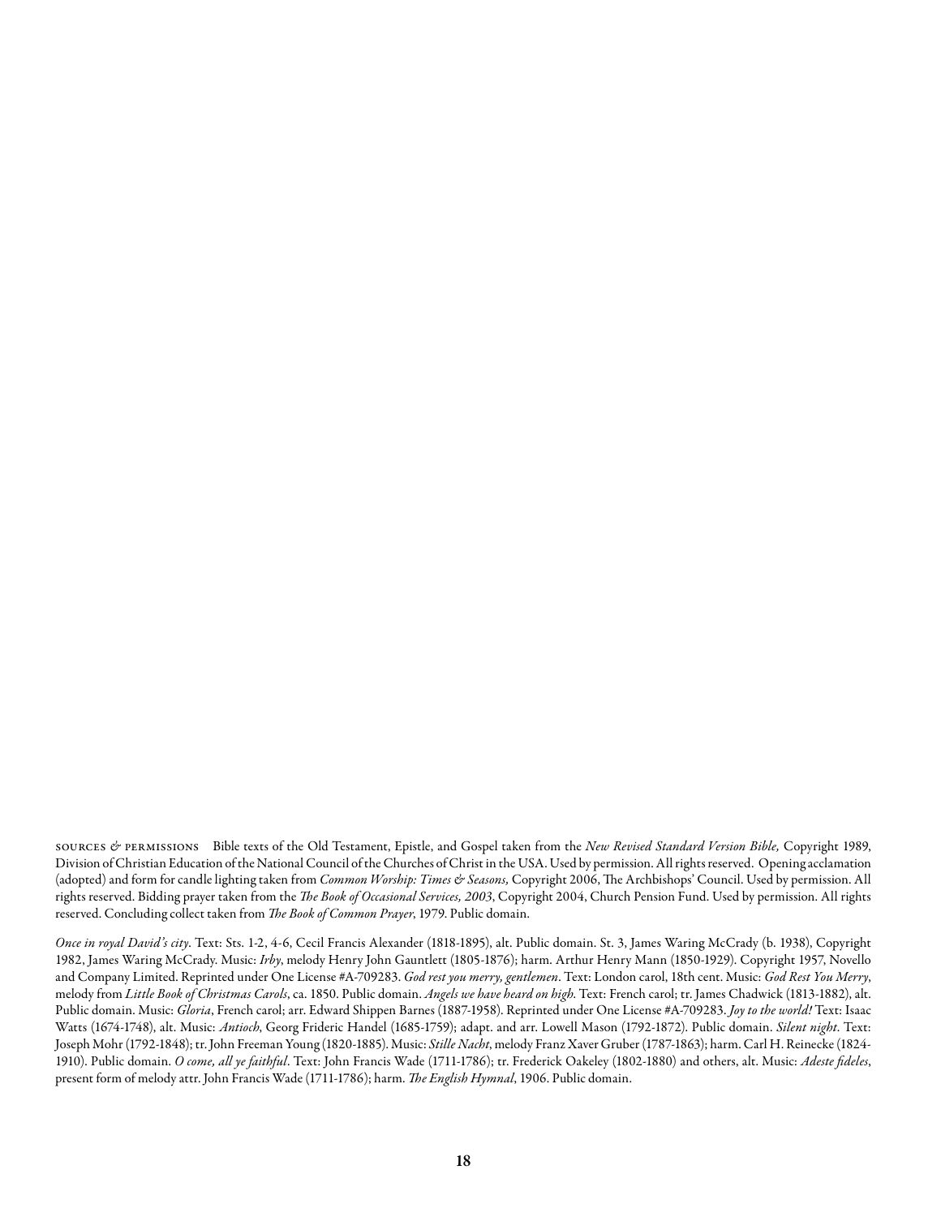SOURCES & PERMISSIONS Bible texts of the Old Testament, Epistle, and Gospel taken from the *New Revised Standard Version Bible,* Copyright 1989, Division of Christian Education of the National Council of the Churches of Christ in the USA. Used by permission. All rights reserved. Opening acclamation (adopted) and form for candle lighting taken from *Common Worship: Times & Seasons,* Copyright 2006, The Archbishops' Council. Used by permission. All rights reserved. Bidding prayer taken from the *The Book of Occasional Services, 2003*, Copyright 2004, Church Pension Fund. Used by permission. All rights reserved. Concluding collect taken from *The Book of Common Prayer*, 1979. Public domain.

*Once in royal David's city*. Text: Sts. 1-2, 4-6, Cecil Francis Alexander (1818-1895), alt. Public domain. St. 3, James Waring McCrady (b. 1938), Copyright 1982, James Waring McCrady. Music: *Irby*, melody Henry John Gauntlett (1805-1876); harm. Arthur Henry Mann (1850-1929). Copyright 1957, Novello and Company Limited. Reprinted under One License #A-709283. *God rest you merry, gentlemen*. Text: London carol, 18th cent. Music: *God Rest You Merry*, melody from *Little Book of Christmas Carols*, ca. 1850. Public domain. *Angels we have heard on high*. Text: French carol; tr. James Chadwick (1813-1882), alt. Public domain. Music: *Gloria*, French carol; arr. Edward Shippen Barnes (1887-1958). Reprinted under One License #A-709283. *Joy to the world!* Text: Isaac Watts (1674-1748), alt. Music: *Antioch*, Georg Frideric Handel (1685-1759); adapt. and arr. Lowell Mason (1792-1872). Public domain. *Silent night*. Text: Joseph Mohr (1792-1848); tr. John Freeman Young (1820-1885). Music: *Stille Nacht*, melody Franz Xaver Gruber (1787-1863); harm. Carl H. Reinecke (1824-1910). Public domain. *O come, all ye faithful*. Text: John Francis Wade (1711-1786); tr. Frederick Oakeley (1802-1880) and others, alt. Music: *Adeste fideles*, present form of melody attr. John Francis Wade (1711-1786); harm. *The English Hymnal*, 1906. Public domain.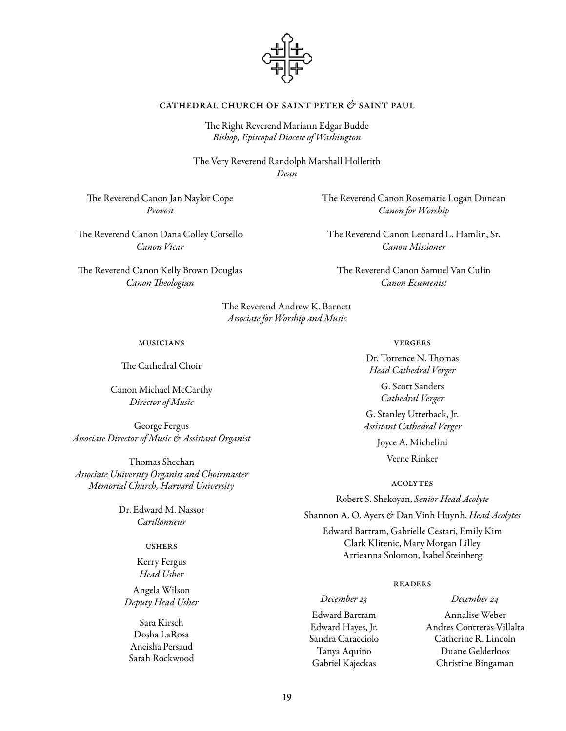## CATHEDRAL CHURCH OF SAINT PETER & SAINT PAUL

The Right Reverend Mariann Edgar Budde
*Bishop, Episcopal Diocese of Washington*

The Very Reverend Randolph Marshall Hollerith
*Dean*

The Reverend Canon Jan Naylor Cope
*Provost*

The Reverend Canon Dana Colley Corsello
*Canon Vicar*

The Reverend Canon Kelly Brown Douglas
*Canon Theologian*

The Reverend Canon Rosemarie Logan Duncan
*Canon for Worship*

The Reverend Canon Leonard L. Hamlin, Sr.
*Canon Missioner*

The Reverend Canon Samuel Van Culin
*Canon Ecumenist*

The Reverend Andrew K. Barnett
*Associate for Worship and Music*

### MUSICIANS

The Cathedral Choir

Canon Michael McCarthy
*Director of Music*

George Fergus
*Associate Director of Music & Assistant Organist*

Thomas Sheehan
*Associate University Organist and Choirmaster*
*Memorial Church, Harvard University*

Dr. Edward M. Nassor
*Carillonneur*

### USHERS

Kerry Fergus
*Head Usher*

Angela Wilson
*Deputy Head Usher*

Sara Kirsch
Dosha LaRosa
Aneisha Persaud
Sarah Rockwood

### VERGERS

Dr. Torrence N. Thomas
*Head Cathedral Verger*

G. Scott Sanders
*Cathedral Verger*

G. Stanley Utterback, Jr.
*Assistant Cathedral Verger*

Joyce A. Michelini

Verne Rinker

### ACOLYTES

Robert S. Shekoyan, *Senior Head Acolyte*

Shannon A. O. Ayers & Dan Vinh Huynh, *Head Acolytes*

Edward Bartram, Gabrielle Cestari, Emily Kim
Clark Klitenic, Mary Morgan Lilley
Arrieanna Solomon, Isabel Steinberg

### READERS

*December 23*

Edward Bartram
Edward Hayes, Jr.
Sandra Caracciolo
Tanya Aquino
Gabriel Kajeckas

*December 24*

Annalise Weber
Andres Contreras-Villalta
Catherine R. Lincoln
Duane Gelderloos
Christine Bingaman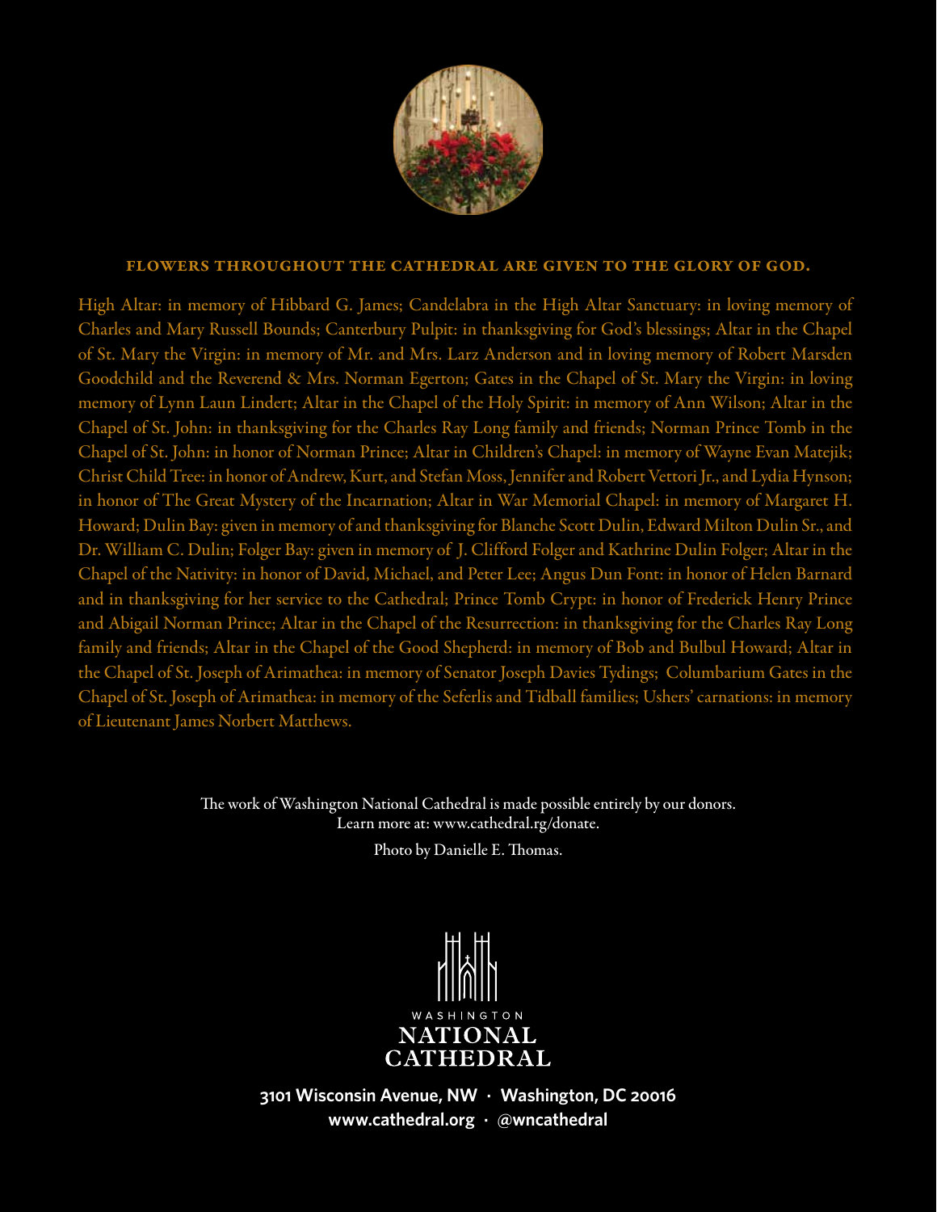**FLOWERS THROUGHOUT THE CATHEDRAL ARE GIVEN TO THE GLORY OF GOD.**

High Altar: in memory of Hibbard G. James; Candelabra in the High Altar Sanctuary: in loving memory of Charles and Mary Russell Bounds; Canterbury Pulpit: in thanksgiving for God's blessings; Altar in the Chapel of St. Mary the Virgin: in memory of Mr. and Mrs. Larz Anderson and in loving memory of Robert Marsden Goodchild and the Reverend & Mrs. Norman Egerton; Gates in the Chapel of St. Mary the Virgin: in loving memory of Lynn Laun Lindert; Altar in the Chapel of the Holy Spirit: in memory of Ann Wilson; Altar in the Chapel of St. John: in thanksgiving for the Charles Ray Long family and friends; Norman Prince Tomb in the Chapel of St. John: in honor of Norman Prince; Altar in Children's Chapel: in memory of Wayne Evan Matejik; Christ Child Tree: in honor of Andrew, Kurt, and Stefan Moss, Jennifer and Robert Vettori Jr., and Lydia Hynson; in honor of The Great Mystery of the Incarnation; Altar in War Memorial Chapel: in memory of Margaret H. Howard; Dulin Bay: given in memory of and thanksgiving for Blanche Scott Dulin, Edward Milton Dulin Sr., and Dr. William C. Dulin; Folger Bay: given in memory of J. Clifford Folger and Kathrine Dulin Folger; Altar in the Chapel of the Nativity: in honor of David, Michael, and Peter Lee; Angus Dun Font: in honor of Helen Barnard and in thanksgiving for her service to the Cathedral; Prince Tomb Crypt: in honor of Frederick Henry Prince and Abigail Norman Prince; Altar in the Chapel of the Resurrection: in thanksgiving for the Charles Ray Long family and friends; Altar in the Chapel of the Good Shepherd: in memory of Bob and Bulbul Howard; Altar in the Chapel of St. Joseph of Arimathea: in memory of Senator Joseph Davies Tydings; Columbarium Gates in the Chapel of St. Joseph of Arimathea: in memory of the Seferlis and Tidball families; Ushers' carnations: in memory of Lieutenant James Norbert Matthews.

The work of Washington National Cathedral is made possible entirely by our donors.
Learn more at: www.cathedral.rg/donate.

Photo by Danielle E. Thomas.

WASHINGTON
NATIONAL
CATHEDRAL

**3101 Wisconsin Avenue, NW · Washington, DC 20016**
**www.cathedral.org · @wncathedral**